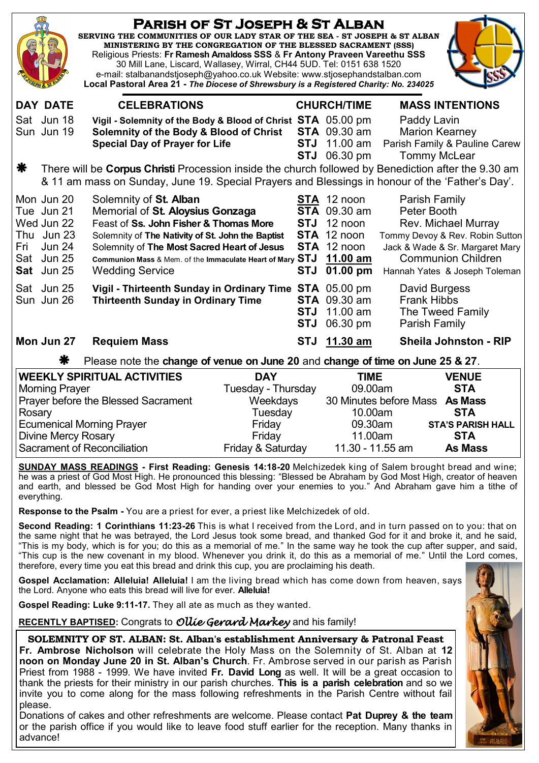# PARISH OF ST JOSEPH & ST ALBAN

**SERVING THE COMMUNITIES OF OUR LADY STAR OF THE SEA - ST JOSEPH & ST ALBAN**
**MINISTERING BY THE CONGREGATION OF THE BLESSED SACRAMENT (SSS)**
Religious Priests: **Fr Ramesh Amaldoss SSS** & **Fr Antony Praveen Vareethu SSS**
30 Mill Lane, Liscard, Wallasey, Wirral, CH44 5UD. Tel: 0151 638 1520
e-mail: stalbanandstjoseph@yahoo.co.uk Website: www.stjosephandstalban.com
**Local Pastoral Area 21 -** ***The Diocese of Shrewsbury is a Registered Charity: No. 234025***

| DAY DATE | CELEBRATIONS | CHURCH/TIME | MASS INTENTIONS |
|---|---|---|---|
| Sat Jun 18 | **Vigil - Solemnity of the Body & Blood of Christ** | **STA** 05.00 pm | Paddy Lavin |
| Sun Jun 19 | **Solemnity of the Body & Blood of Christ** | **STA** 09.30 am | Marion Kearney |
| | **Special Day of Prayer for Life** | **STJ** 11.00 am | Parish Family & Pauline Carew |
| | | **STJ** 06.30 pm | Tommy McLear |

❋ There will be **Corpus Christi** Procession inside the church followed by Benediction after the 9.30 am & 11 am mass on Sunday, June 19. Special Prayers and Blessings in honour of the 'Father's Day'.

| DAY DATE | CELEBRATIONS | CHURCH/TIME | MASS INTENTIONS |
|---|---|---|---|
| Mon Jun 20 | Solemnity of **St. Alban** | **<u>STA</u>** 12 noon | Parish Family |
| Tue Jun 21 | Memorial of **St. Aloysius Gonzaga** | **STA** 09.30 am | Peter Booth |
| Wed Jun 22 | Feast of **Ss. John Fisher & Thomas More** | **STJ** 12 noon | Rev. Michael Murray |
| Thu Jun 23 | Solemnity of **The Nativity of St. John the Baptist** | **STA** 12 noon | Tommy Devoy & Rev. Robin Sutton |
| Fri Jun 24 | Solemnity of **The Most Sacred Heart of Jesus** | **STA** 12 noon | Jack & Wade & Sr. Margaret Mary |
| Sat Jun 25 | **Communion Mass** & Mem. of the **Immaculate Heart of Mary** | **STJ** **<u>11.00 am</u>** | Communion Children |
| **Sat** Jun 25 | Wedding Service | **STJ** **01.00 pm** | Hannah Yates & Joseph Toleman |
| Sat Jun 25 | **Vigil - Thirteenth Sunday in Ordinary Time** | **STA** 05.00 pm | David Burgess |
| Sun Jun 26 | **Thirteenth Sunday in Ordinary Time** | **STA** 09.30 am | Frank Hibbs |
| | | **STJ** 11.00 am | The Tweed Family |
| | | **STJ** 06.30 pm | Parish Family |
| **Mon Jun 27** | **Requiem Mass** | **STJ** **<u>11.30 am</u>** | **Sheila Johnston - RIP** |

❋ Please note the **change of venue on June 20** and **change of time on June 25 & 27**.

| WEEKLY SPIRITUAL ACTIVITIES | DAY | TIME | VENUE |
|---|---|---|---|
| Morning Prayer | Tuesday - Thursday | 09.00am | **STA** |
| Prayer before the Blessed Sacrament | Weekdays | 30 Minutes before Mass | **As Mass** |
| Rosary | Tuesday | 10.00am | **STA** |
| Ecumenical Morning Prayer | Friday | 09.30am | **STA'S PARISH HALL** |
| Divine Mercy Rosary | Friday | 11.00am | **STA** |
| Sacrament of Reconciliation | Friday & Saturday | 11.30 - 11.55 am | **As Mass** |

**<u>SUNDAY MASS READINGS</u> - First Reading: Genesis 14:18-20** Melchizedek king of Salem brought bread and wine; he was a priest of God Most High. He pronounced this blessing: "Blessed be Abraham by God Most High, creator of heaven and earth, and blessed be God Most High for handing over your enemies to you." And Abraham gave him a tithe of everything.

**Response to the Psalm -** You are a priest for ever, a priest like Melchizedek of old.

**Second Reading: 1 Corinthians 11:23-26** This is what I received from the Lord, and in turn passed on to you: that on the same night that he was betrayed, the Lord Jesus took some bread, and thanked God for it and broke it, and he said, "This is my body, which is for you; do this as a memorial of me." In the same way he took the cup after supper, and said, "This cup is the new covenant in my blood. Whenever you drink it, do this as a memorial of me." Until the Lord comes, therefore, every time you eat this bread and drink this cup, you are proclaiming his death.

**Gospel Acclamation: Alleluia! Alleluia!** I am the living bread which has come down from heaven, says the Lord. Anyone who eats this bread will live for ever. **Alleluia!**

**Gospel Reading: Luke 9:11-17.** They all ate as much as they wanted.

**<u>RECENTLY BAPTISED</u>:** Congrats to *Ollie Gerard Markey* and his family!

**SOLEMNITY OF ST. ALBAN: St. Alban's establishment Anniversary & Patronal Feast**
**Fr. Ambrose Nicholson** will celebrate the Holy Mass on the Solemnity of St. Alban at **12 noon on Monday June 20 in St. Alban's Church**. Fr. Ambrose served in our parish as Parish Priest from 1988 - 1999. We have invited **Fr. David Long** as well. It will be a great occasion to thank the priests for their ministry in our parish churches. **This is a parish celebration** and so we invite you to come along for the mass following refreshments in the Parish Centre without fail please.
Donations of cakes and other refreshments are welcome. Please contact **Pat Duprey & the team** or the parish office if you would like to leave food stuff earlier for the reception. Many thanks in advance!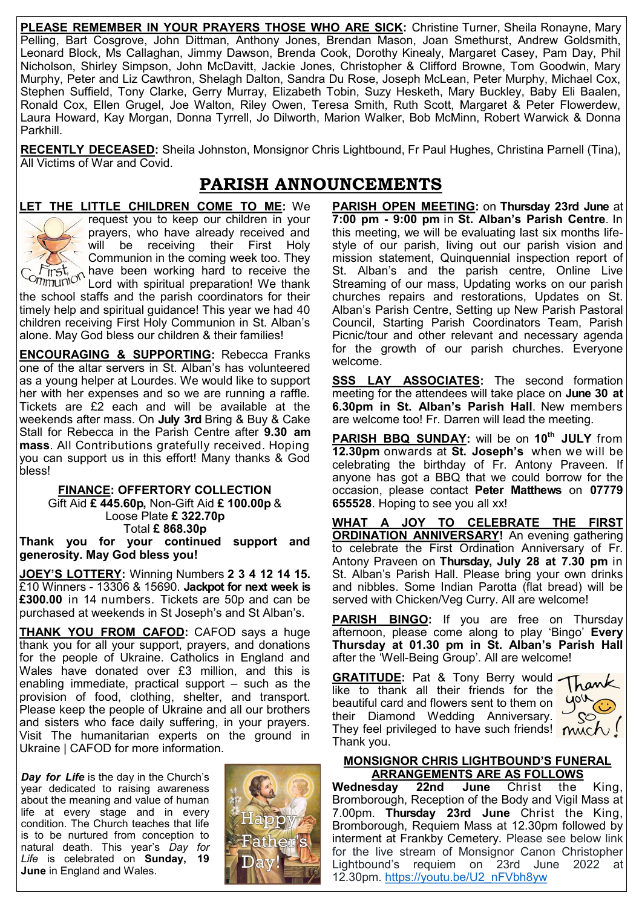**PLEASE REMEMBER IN YOUR PRAYERS THOSE WHO ARE SICK:** Christine Turner, Sheila Ronayne, Mary Pelling, Bart Cosgrove, John Dittman, Anthony Jones, Brendan Mason, Joan Smethurst, Andrew Goldsmith, Leonard Block, Ms Callaghan, Jimmy Dawson, Brenda Cook, Dorothy Kinealy, Margaret Casey, Pam Day, Phil Nicholson, Shirley Simpson, John McDavitt, Jackie Jones, Christopher & Clifford Browne, Tom Goodwin, Mary Murphy, Peter and Liz Cawthron, Shelagh Dalton, Sandra Du Rose, Joseph McLean, Peter Murphy, Michael Cox, Stephen Suffield, Tony Clarke, Gerry Murray, Elizabeth Tobin, Suzy Hesketh, Mary Buckley, Baby Eli Baalen, Ronald Cox, Ellen Grugel, Joe Walton, Riley Owen, Teresa Smith, Ruth Scott, Margaret & Peter Flowerdew, Laura Howard, Kay Morgan, Donna Tyrrell, Jo Dilworth, Marion Walker, Bob McMinn, Robert Warwick & Donna Parkhill.

**RECENTLY DECEASED:** Sheila Johnston, Monsignor Chris Lightbound, Fr Paul Hughes, Christina Parnell (Tina), All Victims of War and Covid.

# PARISH ANNOUNCEMENTS

**LET THE LITTLE CHILDREN COME TO ME:** We request you to keep our children in your prayers, who have already received and will be receiving their First Holy Communion in the coming week too. They have been working hard to receive the Lord with spiritual preparation! We thank the school staffs and the parish coordinators for their timely help and spiritual guidance! This year we had 40 children receiving First Holy Communion in St. Alban's alone. May God bless our children & their families!

**ENCOURAGING & SUPPORTING:** Rebecca Franks one of the altar servers in St. Alban's has volunteered as a young helper at Lourdes. We would like to support her with her expenses and so we are running a raffle. Tickets are £2 each and will be available at the weekends after mass. On **July 3rd** Bring & Buy & Cake Stall for Rebecca in the Parish Centre after **9.30 am mass**. All Contributions gratefully received. Hoping you can support us in this effort! Many thanks & God bless!

**FINANCE: OFFERTORY COLLECTION**
Gift Aid **£ 445.60p,** Non-Gift Aid **£ 100.00p** & Loose Plate **£ 322.70p**
Total **£ 868.30p**
**Thank you for your continued support and generosity. May God bless you!**

**JOEY'S LOTTERY:** Winning Numbers **2 3 4 12 14 15.** £10 Winners - 13306 & 15690. **Jackpot for next week is £300.00** in 14 numbers. Tickets are 50p and can be purchased at weekends in St Joseph's and St Alban's.

**THANK YOU FROM CAFOD:** CAFOD says a huge thank you for all your support, prayers, and donations for the people of Ukraine. Catholics in England and Wales have donated over £3 million, and this is enabling immediate, practical support – such as the provision of food, clothing, shelter, and transport. Please keep the people of Ukraine and all our brothers and sisters who face daily suffering, in your prayers. Visit The humanitarian experts on the ground in Ukraine | CAFOD for more information.

***Day for Life*** is the day in the Church's year dedicated to raising awareness about the meaning and value of human life at every stage and in every condition. The Church teaches that life is to be nurtured from conception to natural death. This year's *Day for Life* is celebrated on **Sunday, 19 June** in England and Wales.

Happy Father's Day!

**PARISH OPEN MEETING:** on **Thursday 23rd June** at **7:00 pm - 9:00 pm** in **St. Alban's Parish Centre**. In this meeting, we will be evaluating last six months life-style of our parish, living out our parish vision and mission statement, Quinquennial inspection report of St. Alban's and the parish centre, Online Live Streaming of our mass, Updating works on our parish churches repairs and restorations, Updates on St. Alban's Parish Centre, Setting up New Parish Pastoral Council, Starting Parish Coordinators Team, Parish Picnic/tour and other relevant and necessary agenda for the growth of our parish churches. Everyone welcome.

**SSS LAY ASSOCIATES:** The second formation meeting for the attendees will take place on **June 30 at 6.30pm in St. Alban's Parish Hall**. New members are welcome too! Fr. Darren will lead the meeting.

**PARISH BBQ SUNDAY:** will be on **10th JULY** from **12.30pm** onwards at **St. Joseph's** when we will be celebrating the birthday of Fr. Antony Praveen. If anyone has got a BBQ that we could borrow for the occasion, please contact **Peter Matthews** on **07779 655528**. Hoping to see you all xx!

**WHAT A JOY TO CELEBRATE THE FIRST ORDINATION ANNIVERSARY!** An evening gathering to celebrate the First Ordination Anniversary of Fr. Antony Praveen on **Thursday, July 28 at 7.30 pm** in St. Alban's Parish Hall. Please bring your own drinks and nibbles. Some Indian Parotta (flat bread) will be served with Chicken/Veg Curry. All are welcome!

**PARISH BINGO:** If you are free on Thursday afternoon, please come along to play 'Bingo' **Every Thursday at 01.30 pm in St. Alban's Parish Hall** after the 'Well-Being Group'. All are welcome!

**GRATITUDE:** Pat & Tony Berry would like to thank all their friends for the beautiful card and flowers sent to them on their Diamond Wedding Anniversary. They feel privileged to have such friends! Thank you.

**MONSIGNOR CHRIS LIGHTBOUND'S FUNERAL ARRANGEMENTS ARE AS FOLLOWS**

**Wednesday 22nd June** Christ the King, Bromborough, Reception of the Body and Vigil Mass at 7.00pm. **Thursday 23rd June** Christ the King, Bromborough, Requiem Mass at 12.30pm followed by interment at Frankby Cemetery. Please see below link for the live stream of Monsignor Canon Christopher Lightbound's requiem on 23rd June 2022 at 12.30pm. https://youtu.be/U2_nFVbh8yw